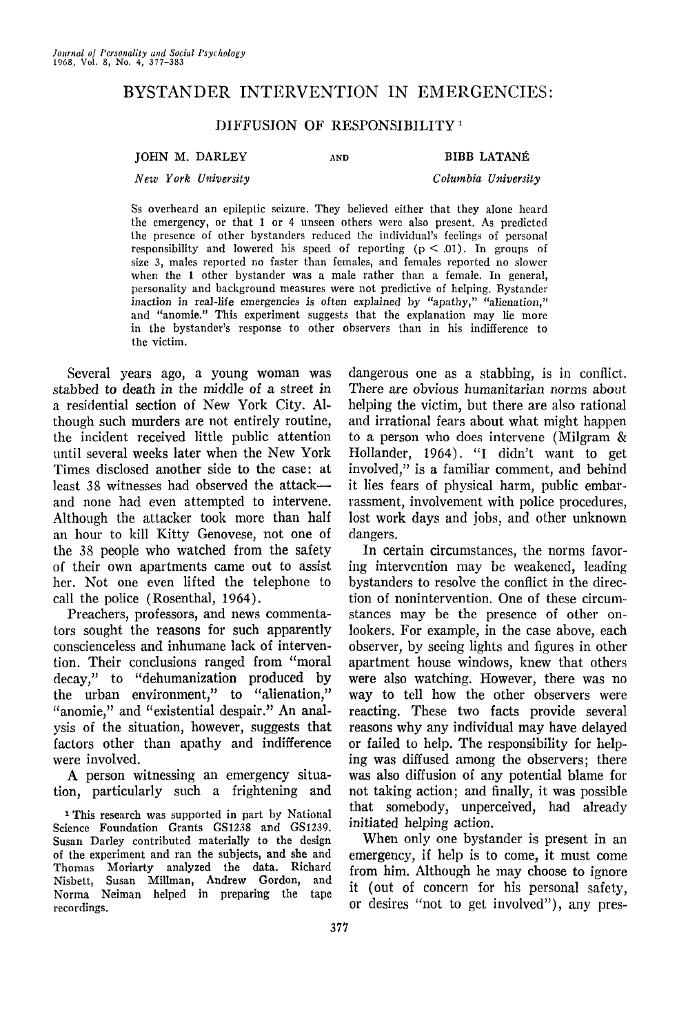# BYSTANDER INTERVENTION IN EMERGENCIES:

## DIFFUSION OF RESPONSIBILITY[1]

JOHN M. DARLEY
*New York University*

AND

BIBB LATANÉ
*Columbia University*

Ss overheard an epileptic seizure. They believed either that they alone heard the emergency, or that 1 or 4 unseen others were also present. As predicted the presence of other bystanders reduced the individual's feelings of personal responsibility and lowered his speed of reporting ($p < .01$). In groups of size 3, males reported no faster than females, and females reported no slower when the 1 other bystander was a male rather than a female. In general, personality and background measures were not predictive of helping. Bystander inaction in real-life emergencies is often explained by "apathy," "alienation," and "anomie." This experiment suggests that the explanation may lie more in the bystander's response to other observers than in his indifference to the victim.

Several years ago, a young woman was stabbed to death in the middle of a street in a residential section of New York City. Although such murders are not entirely routine, the incident received little public attention until several weeks later when the New York Times disclosed another side to the case: at least 38 witnesses had observed the attack—and none had even attempted to intervene. Although the attacker took more than half an hour to kill Kitty Genovese, not one of the 38 people who watched from the safety of their own apartments came out to assist her. Not one even lifted the telephone to call the police (Rosenthal, 1964).

Preachers, professors, and news commentators sought the reasons for such apparently conscienceless and inhumane lack of intervention. Their conclusions ranged from "moral decay," to "dehumanization produced by the urban environment," to "alienation," "anomie," and "existential despair." An analysis of the situation, however, suggests that factors other than apathy and indifference were involved.

A person witnessing an emergency situation, particularly such a frightening and dangerous one as a stabbing, is in conflict. There are obvious humanitarian norms about helping the victim, but there are also rational and irrational fears about what might happen to a person who does intervene (Milgram & Hollander, 1964). "I didn't want to get involved," is a familiar comment, and behind it lies fears of physical harm, public embarrassment, involvement with police procedures, lost work days and jobs, and other unknown dangers.

In certain circumstances, the norms favoring intervention may be weakened, leading bystanders to resolve the conflict in the direction of nonintervention. One of these circumstances may be the presence of other onlookers. For example, in the case above, each observer, by seeing lights and figures in other apartment house windows, knew that others were also watching. However, there was no way to tell how the other observers were reacting. These two facts provide several reasons why any individual may have delayed or failed to help. The responsibility for helping was diffused among the observers; there was also diffusion of any potential blame for not taking action; and finally, it was possible that somebody, unperceived, had already initiated helping action.

When only one bystander is present in an emergency, if help is to come, it must come from him. Although he may choose to ignore it (out of concern for his personal safety, or desires "not to get involved"), any pres-

[1] This research was supported in part by National Science Foundation Grants GS1238 and GS1239. Susan Darley contributed materially to the design of the experiment and ran the subjects, and she and Thomas Moriarty analyzed the data. Richard Nisbett, Susan Millman, Andrew Gordon, and Norma Neiman helped in preparing the tape recordings.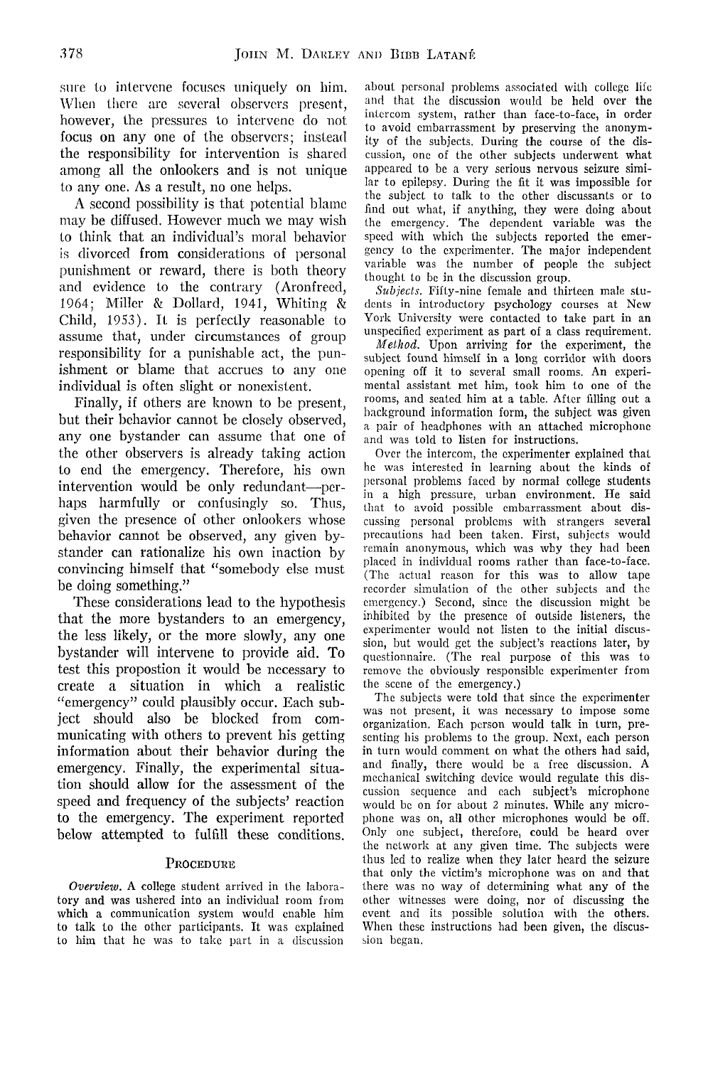sure to intervene focuses uniquely on him. When there are several observers present, however, the pressures to intervene do not focus on any one of the observers; instead the responsibility for intervention is shared among all the onlookers and is not unique to any one. As a result, no one helps.

A second possibility is that potential blame may be diffused. However much we may wish to think that an individual's moral behavior is divorced from considerations of personal punishment or reward, there is both theory and evidence to the contrary (Aronfreed, 1964; Miller & Dollard, 1941, Whiting & Child, 1953). It is perfectly reasonable to assume that, under circumstances of group responsibility for a punishable act, the punishment or blame that accrues to any one individual is often slight or nonexistent.

Finally, if others are known to be present, but their behavior cannot be closely observed, any one bystander can assume that one of the other observers is already taking action to end the emergency. Therefore, his own intervention would be only redundant—perhaps harmfully or confusingly so. Thus, given the presence of other onlookers whose behavior cannot be observed, any given bystander can rationalize his own inaction by convincing himself that "somebody else must be doing something."

These considerations lead to the hypothesis that the more bystanders to an emergency, the less likely, or the more slowly, any one bystander will intervene to provide aid. To test this propostion it would be necessary to create a situation in which a realistic "emergency" could plausibly occur. Each subject should also be blocked from communicating with others to prevent his getting information about their behavior during the emergency. Finally, the experimental situation should allow for the assessment of the speed and frequency of the subjects' reaction to the emergency. The experiment reported below attempted to fulfill these conditions.

## Procedure

*Overview.* A college student arrived in the laboratory and was ushered into an individual room from which a communication system would enable him to talk to the other participants. It was explained to him that he was to take part in a discussion about personal problems associated with college life and that the discussion would be held over the intercom system, rather than face-to-face, in order to avoid embarrassment by preserving the anonymity of the subjects. During the course of the discussion, one of the other subjects underwent what appeared to be a very serious nervous seizure similar to epilepsy. During the fit it was impossible for the subject to talk to the other discussants or to find out what, if anything, they were doing about the emergency. The dependent variable was the speed with which the subjects reported the emergency to the experimenter. The major independent variable was the number of people the subject thought to be in the discussion group.

*Subjects.* Fifty-nine female and thirteen male students in introductory psychology courses at New York University were contacted to take part in an unspecified experiment as part of a class requirement.

*Method.* Upon arriving for the experiment, the subject found himself in a long corridor with doors opening off it to several small rooms. An experimental assistant met him, took him to one of the rooms, and seated him at a table. After filling out a background information form, the subject was given a pair of headphones with an attached microphone and was told to listen for instructions.

Over the intercom, the experimenter explained that he was interested in learning about the kinds of personal problems faced by normal college students in a high pressure, urban environment. He said that to avoid possible embarrassment about discussing personal problems with strangers several precautions had been taken. First, subjects would remain anonymous, which was why they had been placed in individual rooms rather than face-to-face. (The actual reason for this was to allow tape recorder simulation of the other subjects and the emergency.) Second, since the discussion might be inhibited by the presence of outside listeners, the experimenter would not listen to the initial discussion, but would get the subject's reactions later, by questionnaire. (The real purpose of this was to remove the obviously responsible experimenter from the scene of the emergency.)

The subjects were told that since the experimenter was not present, it was necessary to impose some organization. Each person would talk in turn, presenting his problems to the group. Next, each person in turn would comment on what the others had said, and finally, there would be a free discussion. A mechanical switching device would regulate this discussion sequence and each subject's microphone would be on for about 2 minutes. While any microphone was on, all other microphones would be off. Only one subject, therefore, could be heard over the network at any given time. The subjects were thus led to realize when they later heard the seizure that only the victim's microphone was on and that there was no way of determining what any of the other witnesses were doing, nor of discussing the event and its possible solution with the others. When these instructions had been given, the discussion began.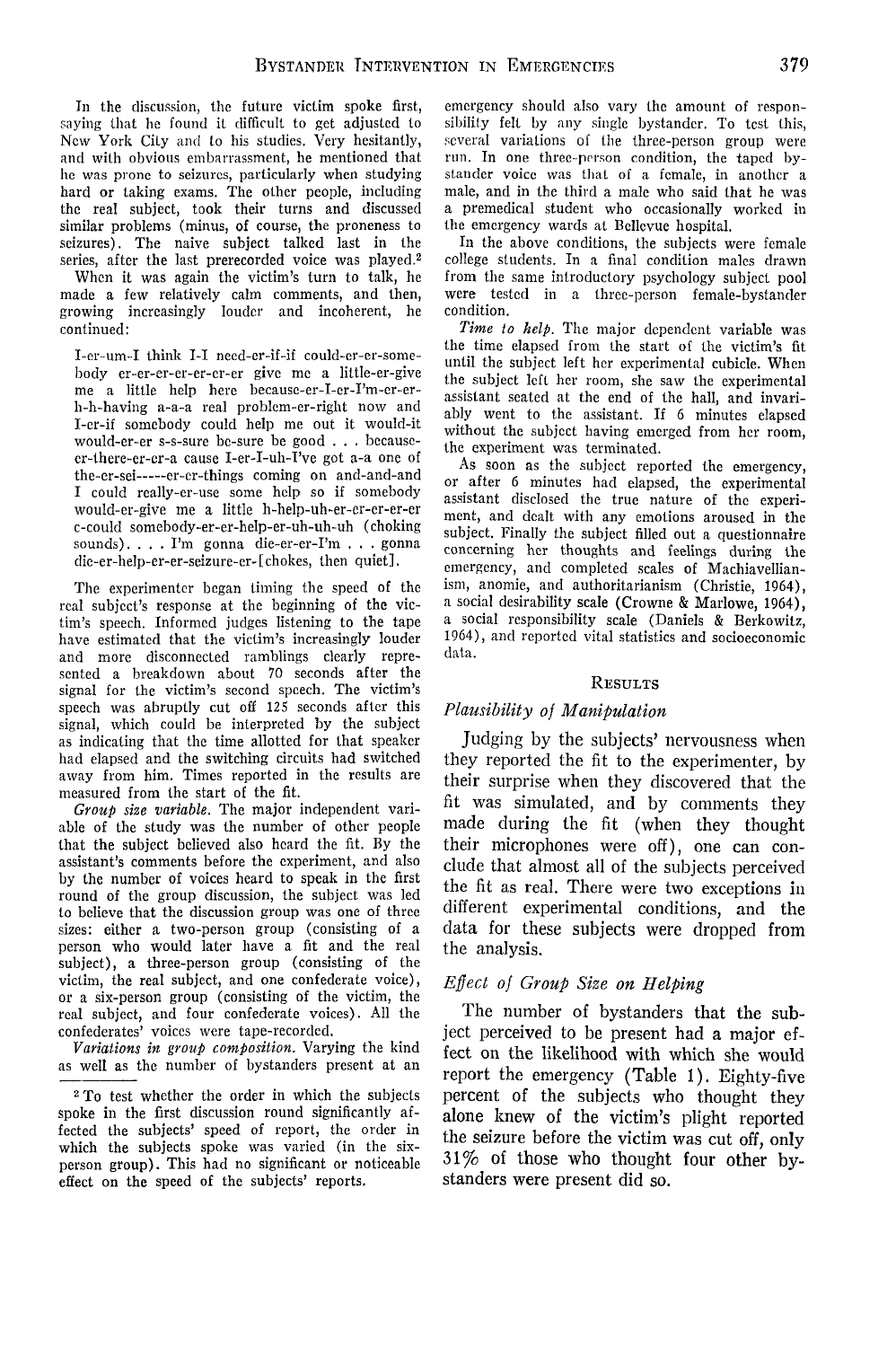In the discussion, the future victim spoke first, saying that he found it difficult to get adjusted to New York City and to his studies. Very hesitantly, and with obvious embarrassment, he mentioned that he was prone to seizures, particularly when studying hard or taking exams. The other people, including the real subject, took their turns and discussed similar problems (minus, of course, the proneness to seizures). The naive subject talked last in the series, after the last prerecorded voice was played.[2]

When it was again the victim's turn to talk, he made a few relatively calm comments, and then, growing increasingly louder and incoherent, he continued:

> I-er-um-I think I-I need-er-if-if could-er-er-somebody er-er-er-er-er-er-er give me a little-er-give me a little help here because-er-I-er-I'm-er-er-h-h-having a-a-a real problem-er-right now and I-er-if somebody could help me out it would-it would-er-er s-s-sure be-sure be good . . . because-er-there-er-er-a cause I-er-I-uh-I've got a-a one of the-er-sei-----er-er-things coming on and-and-and I could really-er-use some help so if somebody would-er-give me a little h-help-uh-er-er-er-er-er c-could somebody-er-er-help-er-uh-uh-uh (choking sounds). . . . I'm gonna die-er-er-I'm . . . gonna die-er-help-er-er-seizure-er-[chokes, then quiet].

The experimenter began timing the speed of the real subject's response at the beginning of the victim's speech. Informed judges listening to the tape have estimated that the victim's increasingly louder and more disconnected ramblings clearly represented a breakdown about 70 seconds after the signal for the victim's second speech. The victim's speech was abruptly cut off 125 seconds after this signal, which could be interpreted by the subject as indicating that the time allotted for that speaker had elapsed and the switching circuits had switched away from him. Times reported in the results are measured from the start of the fit.

*Group size variable.* The major independent variable of the study was the number of other people that the subject believed also heard the fit. By the assistant's comments before the experiment, and also by the number of voices heard to speak in the first round of the group discussion, the subject was led to believe that the discussion group was one of three sizes: either a two-person group (consisting of a person who would later have a fit and the real subject), a three-person group (consisting of the victim, the real subject, and one confederate voice), or a six-person group (consisting of the victim, the real subject, and four confederate voices). All the confederates' voices were tape-recorded.

*Variations in group composition.* Varying the kind as well as the number of bystanders present at an emergency should also vary the amount of responsibility felt by any single bystander. To test this, several variations of the three-person group were run. In one three-person condition, the taped bystander voice was that of a female, in another a male, and in the third a male who said that he was a premedical student who occasionally worked in the emergency wards at Bellevue hospital.

In the above conditions, the subjects were female college students. In a final condition males drawn from the same introductory psychology subject pool were tested in a three-person female-bystander condition.

*Time to help.* The major dependent variable was the time elapsed from the start of the victim's fit until the subject left her experimental cubicle. When the subject left her room, she saw the experimental assistant seated at the end of the hall, and invariably went to the assistant. If 6 minutes elapsed without the subject having emerged from her room, the experiment was terminated.

As soon as the subject reported the emergency, or after 6 minutes had elapsed, the experimental assistant disclosed the true nature of the experiment, and dealt with any emotions aroused in the subject. Finally the subject filled out a questionnaire concerning her thoughts and feelings during the emergency, and completed scales of Machiavellianism, anomie, and authoritarianism (Christie, 1964), a social desirability scale (Crowne & Marlowe, 1964), a social responsibility scale (Daniels & Berkowitz, 1964), and reported vital statistics and socioeconomic data.

## Results

### *Plausibility of Manipulation*

Judging by the subjects' nervousness when they reported the fit to the experimenter, by their surprise when they discovered that the fit was simulated, and by comments they made during the fit (when they thought their microphones were off), one can conclude that almost all of the subjects perceived the fit as real. There were two exceptions in different experimental conditions, and the data for these subjects were dropped from the analysis.

### *Effect of Group Size on Helping*

The number of bystanders that the subject perceived to be present had a major effect on the likelihood with which she would report the emergency (Table 1). Eighty-five percent of the subjects who thought they alone knew of the victim's plight reported the seizure before the victim was cut off, only 31% of those who thought four other bystanders were present did so.

[2] To test whether the order in which the subjects spoke in the first discussion round significantly affected the subjects' speed of report, the order in which the subjects spoke was varied (in the six-person group). This had no significant or noticeable effect on the speed of the subjects' reports.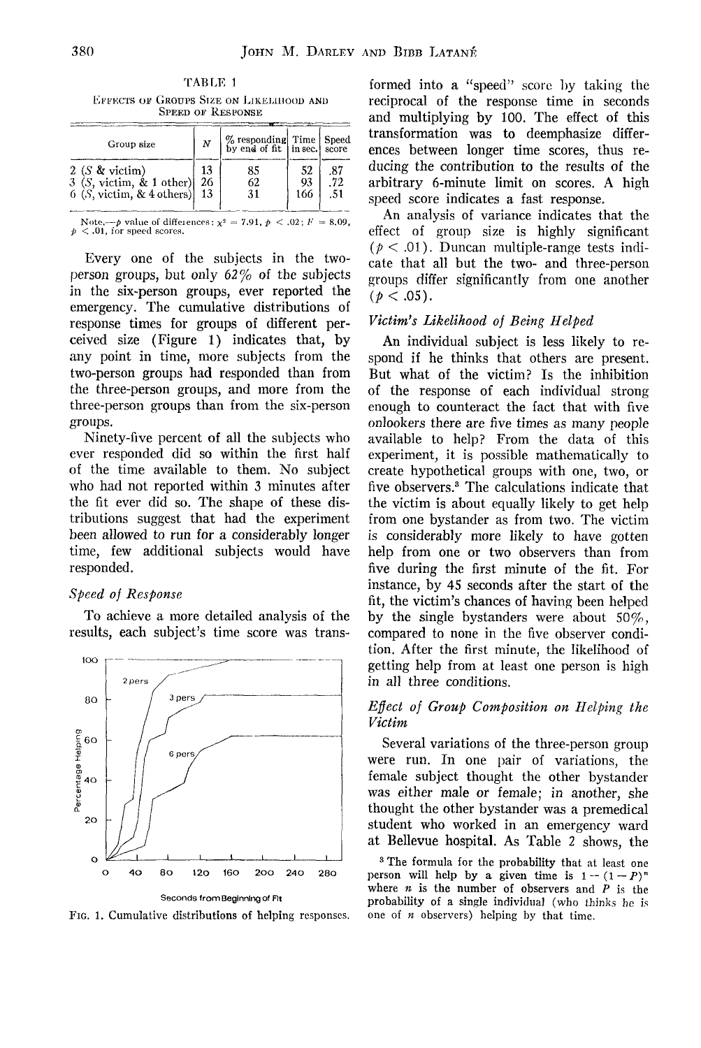TABLE 1

EFFECTS OF GROUPS SIZE ON LIKELIHOOD AND SPEED OF RESPONSE

| Group size | $N$ | % responding by end of fit | Time in sec. | Speed score |
|---|---|---|---|---|
| 2 ($S$ & victim) | 13 | 85 | 52 | .87 |
| 3 ($S$, victim, & 1 other) | 26 | 62 | 93 | .72 |
| 6 ($S$, victim, & 4 others) | 13 | 31 | 166 | .51 |

Note.—$p$ value of differences: $\chi^2 = 7.91$, $p < .02$; $F = 8.09$, $p < .01$, for speed scores.

Every one of the subjects in the two-person groups, but only 62% of the subjects in the six-person groups, ever reported the emergency. The cumulative distributions of response times for groups of different perceived size (Figure 1) indicates that, by any point in time, more subjects from the two-person groups had responded than from the three-person groups, and more from the three-person groups than from the six-person groups.

Ninety-five percent of all the subjects who ever responded did so within the first half of the time available to them. No subject who had not reported within 3 minutes after the fit ever did so. The shape of these distributions suggest that had the experiment been allowed to run for a considerably longer time, few additional subjects would have responded.

### *Speed of Response*

To achieve a more detailed analysis of the results, each subject's time score was transformed into a "speed" score by taking the reciprocal of the response time in seconds and multiplying by 100. The effect of this transformation was to deemphasize differences between longer time scores, thus reducing the contribution to the results of the arbitrary 6-minute limit on scores. A high speed score indicates a fast response.

An analysis of variance indicates that the effect of group size is highly significant ($p < .01$). Duncan multiple-range tests indicate that all but the two- and three-person groups differ significantly from one another ($p < .05$).

FIG. 1. Cumulative distributions of helping responses.

### *Victim's Likelihood of Being Helped*

An individual subject is less likely to respond if he thinks that others are present. But what of the victim? Is the inhibition of the response of each individual strong enough to counteract the fact that with five onlookers there are five times as many people available to help? From the data of this experiment, it is possible mathematically to create hypothetical groups with one, two, or five observers.[3] The calculations indicate that the victim is about equally likely to get help from one bystander as from two. The victim is considerably more likely to have gotten help from one or two observers than from five during the first minute of the fit. For instance, by 45 seconds after the start of the fit, the victim's chances of having been helped by the single bystanders were about 50%, compared to none in the five observer condition. After the first minute, the likelihood of getting help from at least one person is high in all three conditions.

### *Effect of Group Composition on Helping the Victim*

Several variations of the three-person group were run. In one pair of variations, the female subject thought the other bystander was either male or female; in another, she thought the other bystander was a premedical student who worked in an emergency ward at Bellevue hospital. As Table 2 shows, the

[3] The formula for the probability that at least one person will help by a given time is $1 - (1 - P)^n$ where $n$ is the number of observers and $P$ is the probability of a single individual (who *thinks* he is one of $n$ observers) helping by that time.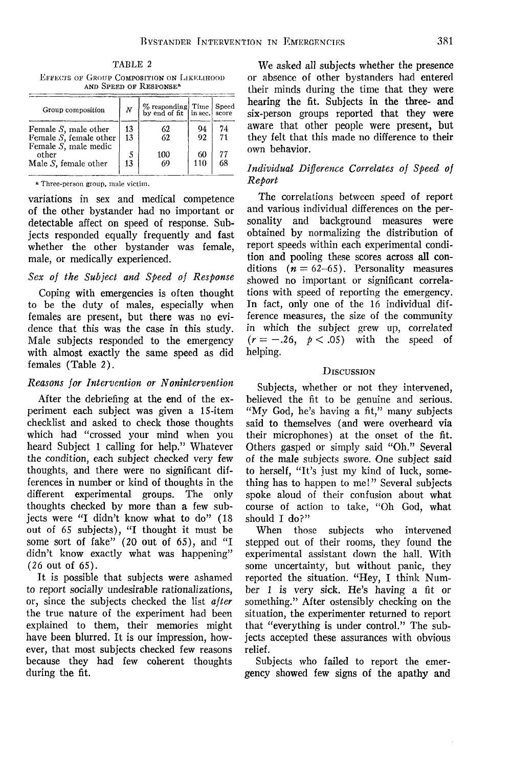TABLE 2

Effects of Group Composition on Likelihood and Speed of Response[a]

| Group composition | N | % responding by end of fit | Time in sec. | Speed score |
|---|---|---|---|---|
| Female S, male other | 13 | 62 | 94 | 74 |
| Female S, female other | 13 | 62 | 92 | 71 |
| Female S, male medic other | 5 | 100 | 60 | 77 |
| Male S, female other | 13 | 69 | 110 | 68 |

[a] Three-person group, male victim.

variations in sex and medical competence of the other bystander had no important or detectable affect on speed of response. Subjects responded equally frequently and fast whether the other bystander was female, male, or medically experienced.

### *Sex of the Subject and Speed of Response*

Coping with emergencies is often thought to be the duty of males, especially when females are present, but there was no evidence that this was the case in this study. Male subjects responded to the emergency with almost exactly the same speed as did females (Table 2).

### *Reasons for Intervention or Nonintervention*

After the debriefing at the end of the experiment each subject was given a 15-item checklist and asked to check those thoughts which had "crossed your mind when you heard Subject 1 calling for help." Whatever the condition, each subject checked very few thoughts, and there were no significant differences in number or kind of thoughts in the different experimental groups. The only thoughts checked by more than a few subjects were "I didn't know what to do" (18 out of 65 subjects), "I thought it must be some sort of fake" (20 out of 65), and "I didn't know exactly what was happening" (26 out of 65).

It is possible that subjects were ashamed to report socially undesirable rationalizations, or, since the subjects checked the list *after* the true nature of the experiment had been explained to them, their memories might have been blurred. It is our impression, however, that most subjects checked few reasons because they had few coherent thoughts during the fit.

We asked all subjects whether the presence or absence of other bystanders had entered their minds during the time that they were hearing the fit. Subjects in the three- and six-person groups reported that they were aware that other people were present, but they felt that this made no difference to their own behavior.

### *Individual Difference Correlates of Speed of Report*

The correlations between speed of report and various individual differences on the personality and background measures were obtained by normalizing the distribution of report speeds within each experimental condition and pooling these scores across all conditions ($n = 62$–$65$). Personality measures showed no important or significant correlations with speed of reporting the emergency. In fact, only one of the 16 individual difference measures, the size of the community in which the subject grew up, correlated ($r = -.26$, $p < .05$) with the speed of helping.

## Discussion

Subjects, whether or not they intervened, believed the fit to be genuine and serious. "My God, he's having a fit," many subjects said to themselves (and were overheard via their microphones) at the onset of the fit. Others gasped or simply said "Oh." Several of the male subjects swore. One subject said to herself, "It's just my kind of luck, something has to happen to me!" Several subjects spoke aloud of their confusion about what course of action to take, "Oh God, what should I do?"

When those subjects who intervened stepped out of their rooms, they found the experimental assistant down the hall. With some uncertainty, but without panic, they reported the situation. "Hey, I think Number 1 is very sick. He's having a fit or something." After ostensibly checking on the situation, the experimenter returned to report that "everything is under control." The subjects accepted these assurances with obvious relief.

Subjects who failed to report the emergency showed few signs of the apathy and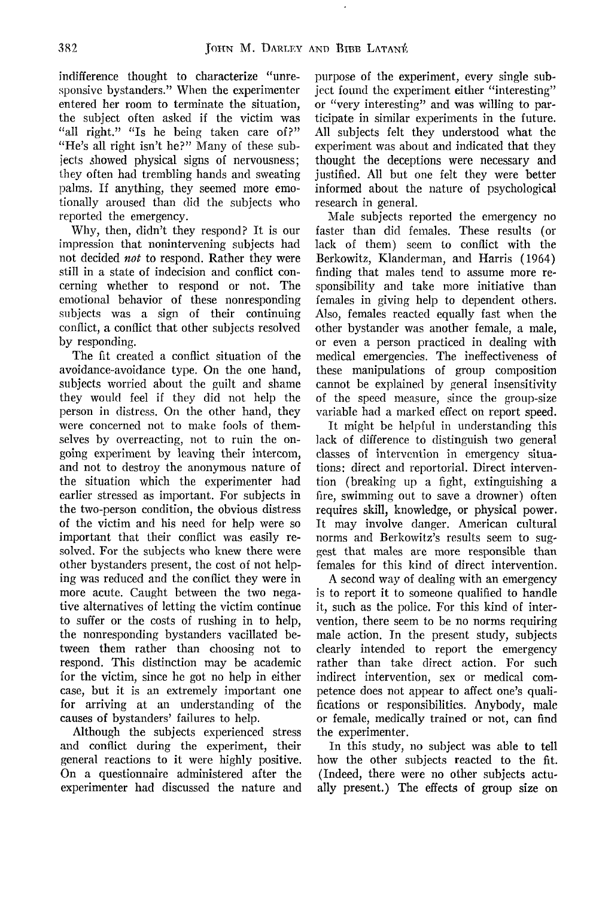indifference thought to characterize "unresponsive bystanders." When the experimenter entered her room to terminate the situation, the subject often asked if the victim was "all right." "Is he being taken care of?" "He's all right isn't he?" Many of these subjects showed physical signs of nervousness; they often had trembling hands and sweating palms. If anything, they seemed more emotionally aroused than did the subjects who reported the emergency.

Why, then, didn't they respond? It is our impression that nonintervening subjects had not decided *not* to respond. Rather they were still in a state of indecision and conflict concerning whether to respond or not. The emotional behavior of these nonresponding subjects was a sign of their continuing conflict, a conflict that other subjects resolved by responding.

The fit created a conflict situation of the avoidance-avoidance type. On the one hand, subjects worried about the guilt and shame they would feel if they did not help the person in distress. On the other hand, they were concerned not to make fools of themselves by overreacting, not to ruin the ongoing experiment by leaving their intercom, and not to destroy the anonymous nature of the situation which the experimenter had earlier stressed as important. For subjects in the two-person condition, the obvious distress of the victim and his need for help were so important that their conflict was easily resolved. For the subjects who knew there were other bystanders present, the cost of not helping was reduced and the conflict they were in more acute. Caught between the two negative alternatives of letting the victim continue to suffer or the costs of rushing in to help, the nonresponding bystanders vacillated between them rather than choosing not to respond. This distinction may be academic for the victim, since he got no help in either case, but it is an extremely important one for arriving at an understanding of the causes of bystanders' failures to help.

Although the subjects experienced stress and conflict during the experiment, their general reactions to it were highly positive. On a questionnaire administered after the experimenter had discussed the nature and purpose of the experiment, every single subject found the experiment either "interesting" or "very interesting" and was willing to participate in similar experiments in the future. All subjects felt they understood what the experiment was about and indicated that they thought the deceptions were necessary and justified. All but one felt they were better informed about the nature of psychological research in general.

Male subjects reported the emergency no faster than did females. These results (or lack of them) seem to conflict with the Berkowitz, Klanderman, and Harris (1964) finding that males tend to assume more responsibility and take more initiative than females in giving help to dependent others. Also, females reacted equally fast when the other bystander was another female, a male, or even a person practiced in dealing with medical emergencies. The ineffectiveness of these manipulations of group composition cannot be explained by general insensitivity of the speed measure, since the group-size variable had a marked effect on report speed.

It might be helpful in understanding this lack of difference to distinguish two general classes of intervention in emergency situations: direct and reportorial. Direct intervention (breaking up a fight, extinguishing a fire, swimming out to save a drowner) often requires skill, knowledge, or physical power. It may involve danger. American cultural norms and Berkowitz's results seem to suggest that males are more responsible than females for this kind of direct intervention.

A second way of dealing with an emergency is to report it to someone qualified to handle it, such as the police. For this kind of intervention, there seem to be no norms requiring male action. In the present study, subjects clearly intended to report the emergency rather than take direct action. For such indirect intervention, sex or medical competence does not appear to affect one's qualifications or responsibilities. Anybody, male or female, medically trained or not, can find the experimenter.

In this study, no subject was able to tell how the other subjects reacted to the fit. (Indeed, there were no other subjects actually present.) The effects of group size on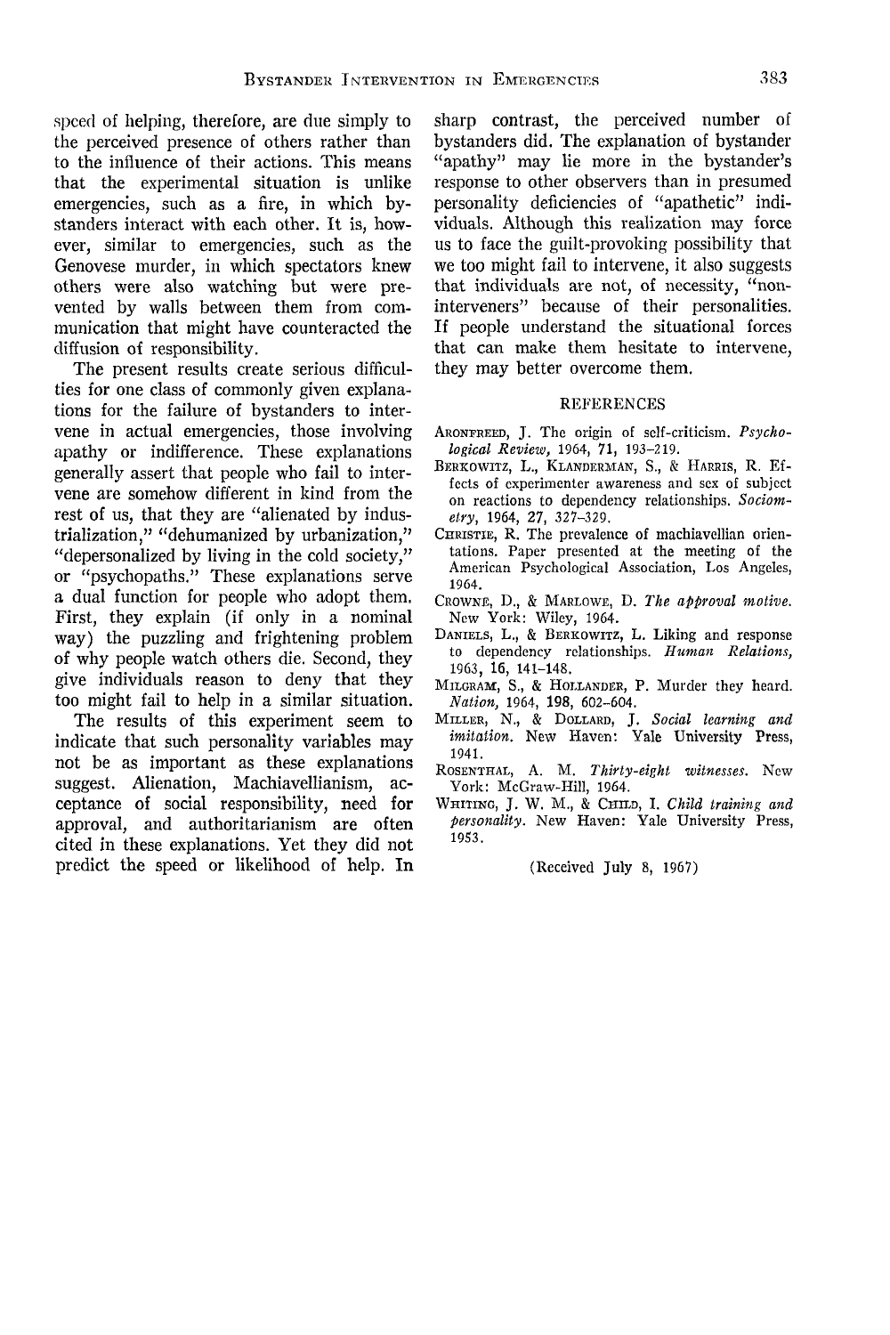speed of helping, therefore, are due simply to the perceived presence of others rather than to the influence of their actions. This means that the experimental situation is unlike emergencies, such as a fire, in which bystanders interact with each other. It is, however, similar to emergencies, such as the Genovese murder, in which spectators knew others were also watching but were prevented by walls between them from communication that might have counteracted the diffusion of responsibility.

The present results create serious difficulties for one class of commonly given explanations for the failure of bystanders to intervene in actual emergencies, those involving apathy or indifference. These explanations generally assert that people who fail to intervene are somehow different in kind from the rest of us, that they are "alienated by industrialization," "dehumanized by urbanization," "depersonalized by living in the cold society," or "psychopaths." These explanations serve a dual function for people who adopt them. First, they explain (if only in a nominal way) the puzzling and frightening problem of why people watch others die. Second, they give individuals reason to deny that they too might fail to help in a similar situation.

The results of this experiment seem to indicate that such personality variables may not be as important as these explanations suggest. Alienation, Machiavellianism, acceptance of social responsibility, need for approval, and authoritarianism are often cited in these explanations. Yet they did not predict the speed or likelihood of help. In sharp contrast, the perceived number of bystanders did. The explanation of bystander "apathy" may lie more in the bystander's response to other observers than in presumed personality deficiencies of "apathetic" individuals. Although this realization may force us to face the guilt-provoking possibility that we too might fail to intervene, it also suggests that individuals are not, of necessity, "noninterveners" because of their personalities. If people understand the situational forces that can make them hesitate to intervene, they may better overcome them.

## REFERENCES

ARONFREED, J. The origin of self-criticism. *Psychological Review*, 1964, **71**, 193–219.

BERKOWITZ, L., KLANDERMAN, S., & HARRIS, R. Effects of experimenter awareness and sex of subject on reactions to dependency relationships. *Sociometry*, 1964, **27**, 327–329.

CHRISTIE, R. The prevalence of machiavellian orientations. Paper presented at the meeting of the American Psychological Association, Los Angeles, 1964.

CROWNE, D., & MARLOWE, D. *The approval motive.* New York: Wiley, 1964.

DANIELS, L., & BERKOWITZ, L. Liking and response to dependency relationships. *Human Relations*, 1963, **16**, 141–148.

MILGRAM, S., & HOLLANDER, P. Murder they heard. *Nation*, 1964, **198**, 602–604.

MILLER, N., & DOLLARD, J. *Social learning and imitation.* New Haven: Yale University Press, 1941.

ROSENTHAL, A. M. *Thirty-eight witnesses.* New York: McGraw-Hill, 1964.

WHITING, J. W. M., & CHILD, I. *Child training and personality.* New Haven: Yale University Press, 1953.

(Received July 8, 1967)